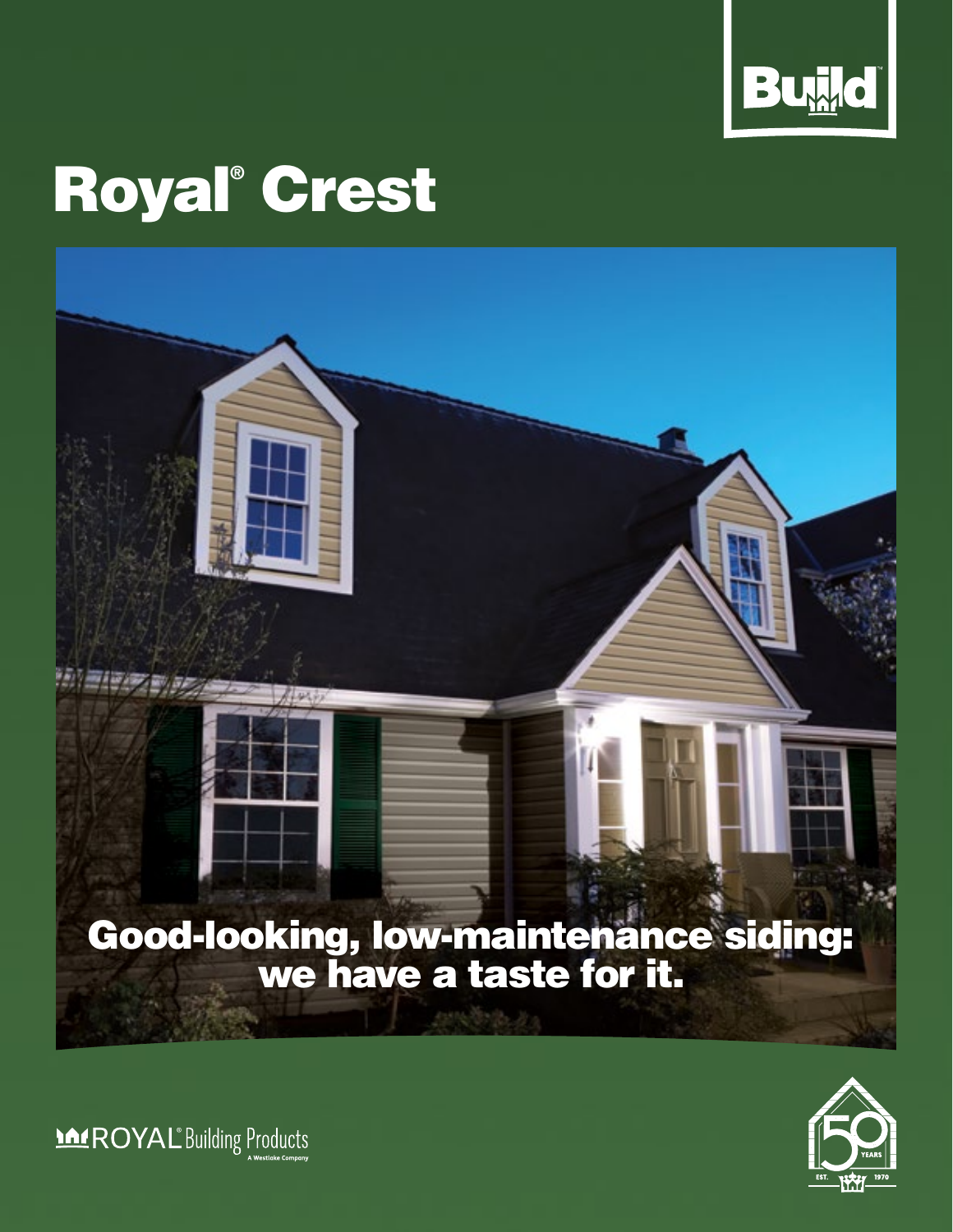Build™

# Royal® Crest

## Good-looking, low-maintenance siding: we have a taste for it.

ROYAL® Building Products
A Westlake Company

50 YEARS
EST. 1970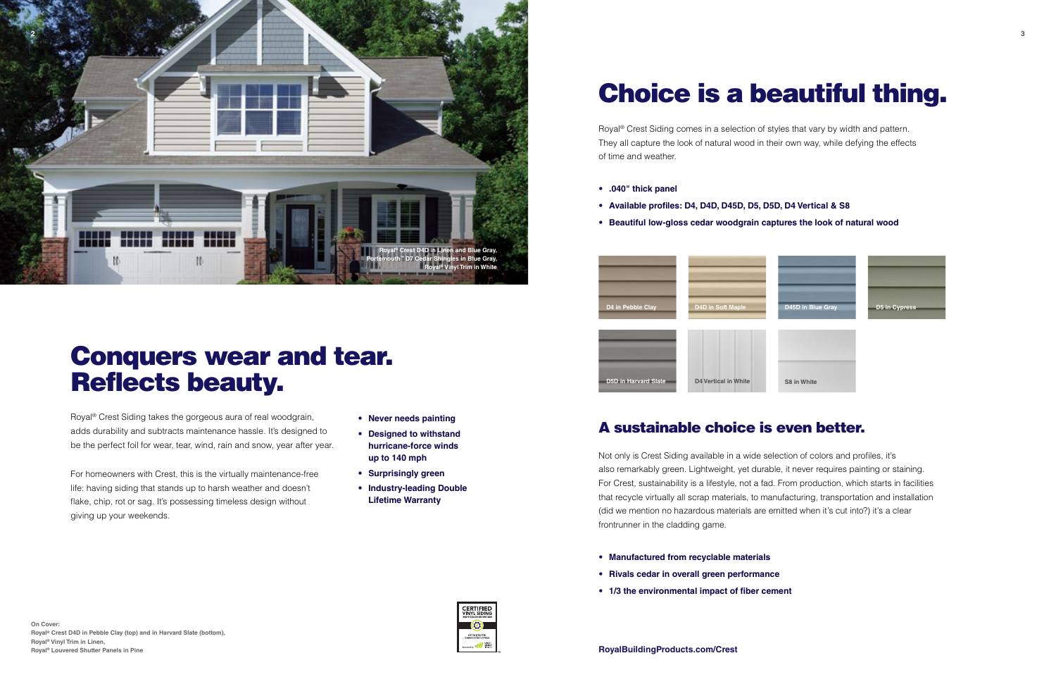Royal® Crest D4D in Linen and Blue Gray,
Portsmouth™ D7 Cedar Shingles in Blue Gray,
Royal® Vinyl Trim in White

# Conquers wear and tear. Reflects beauty.

Royal® Crest Siding takes the gorgeous aura of real woodgrain, adds durability and subtracts maintenance hassle. It's designed to be the perfect foil for wear, tear, wind, rain and snow, year after year.

For homeowners with Crest, this is the virtually maintenance-free life: having siding that stands up to harsh weather and doesn't flake, chip, rot or sag. It's possessing timeless design without giving up your weekends.

- **Never needs painting**
- **Designed to withstand hurricane-force winds up to 140 mph**
- **Surprisingly green**
- **Industry-leading Double Lifetime Warranty**

CERTIFIED VINYL SIDING

**On Cover:**
**Royal® Crest D4D in Pebble Clay (top) and in Harvard Slate (bottom),**
**Royal® Vinyl Trim in Linen,**
**Royal® Louvered Shutter Panels in Pine**

# Choice is a beautiful thing.

Royal® Crest Siding comes in a selection of styles that vary by width and pattern. They all capture the look of natural wood in their own way, while defying the effects of time and weather.

- **.040" thick panel**
- **Available profiles: D4, D4D, D45D, D5, D5D, D4 Vertical & S8**
- **Beautiful low-gloss cedar woodgrain captures the look of natural wood**

D4 in Pebble Clay

D4D in Soft Maple

D45D in Blue Gray

D5 in Cypress

D5D in Harvard Slate

D4 Vertical in White

S8 in White

## A sustainable choice is even better.

Not only is Crest Siding available in a wide selection of colors and profiles, it's also remarkably green. Lightweight, yet durable, it never requires painting or staining. For Crest, sustainability is a lifestyle, not a fad. From production, which starts in facilities that recycle virtually all scrap materials, to manufacturing, transportation and installation (did we mention no hazardous materials are emitted when it's cut into?) it's a clear frontrunner in the cladding game.

- **Manufactured from recyclable materials**
- **Rivals cedar in overall green performance**
- **1/3 the environmental impact of fiber cement**

**RoyalBuildingProducts.com/Crest**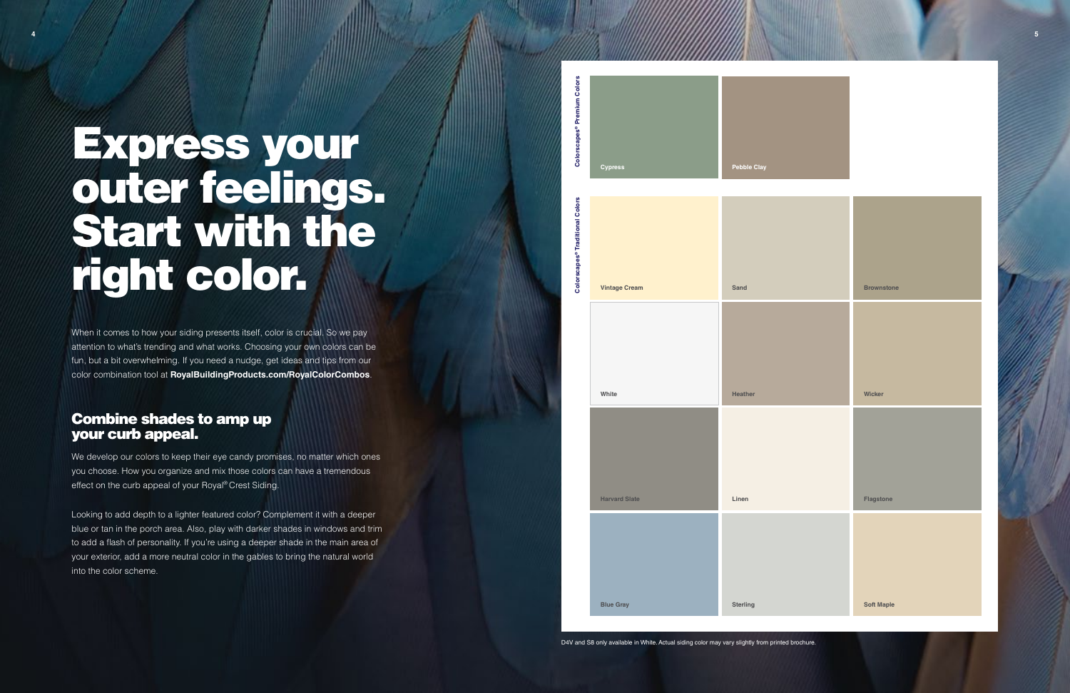# Express your outer feelings. Start with the right color.

When it comes to how your siding presents itself, color is crucial. So we pay attention to what's trending and what works. Choosing your own colors can be fun, but a bit overwhelming. If you need a nudge, get ideas and tips from our color combination tool at **RoyalBuildingProducts.com/RoyalColorCombos**.

## Combine shades to amp up your curb appeal.

We develop our colors to keep their eye candy promises, no matter which ones you choose. How you organize and mix those colors can have a tremendous effect on the curb appeal of your Royal® Crest Siding.

Looking to add depth to a lighter featured color? Complement it with a deeper blue or tan in the porch area. Also, play with darker shades in windows and trim to add a flash of personality. If you're using a deeper shade in the main area of your exterior, add a more neutral color in the gables to bring the natural world into the color scheme.

**Colorscapes® Premium Colors**

- Cypress
- Pebble Clay

**Colorscapes® Traditional Colors**

- Vintage Cream
- Sand
- Brownstone
- White
- Heather
- Wicker
- Harvard Slate
- Linen
- Flagstone
- Blue Gray
- Sterling
- Soft Maple

D4V and S8 only available in White. Actual siding color may vary slightly from printed brochure.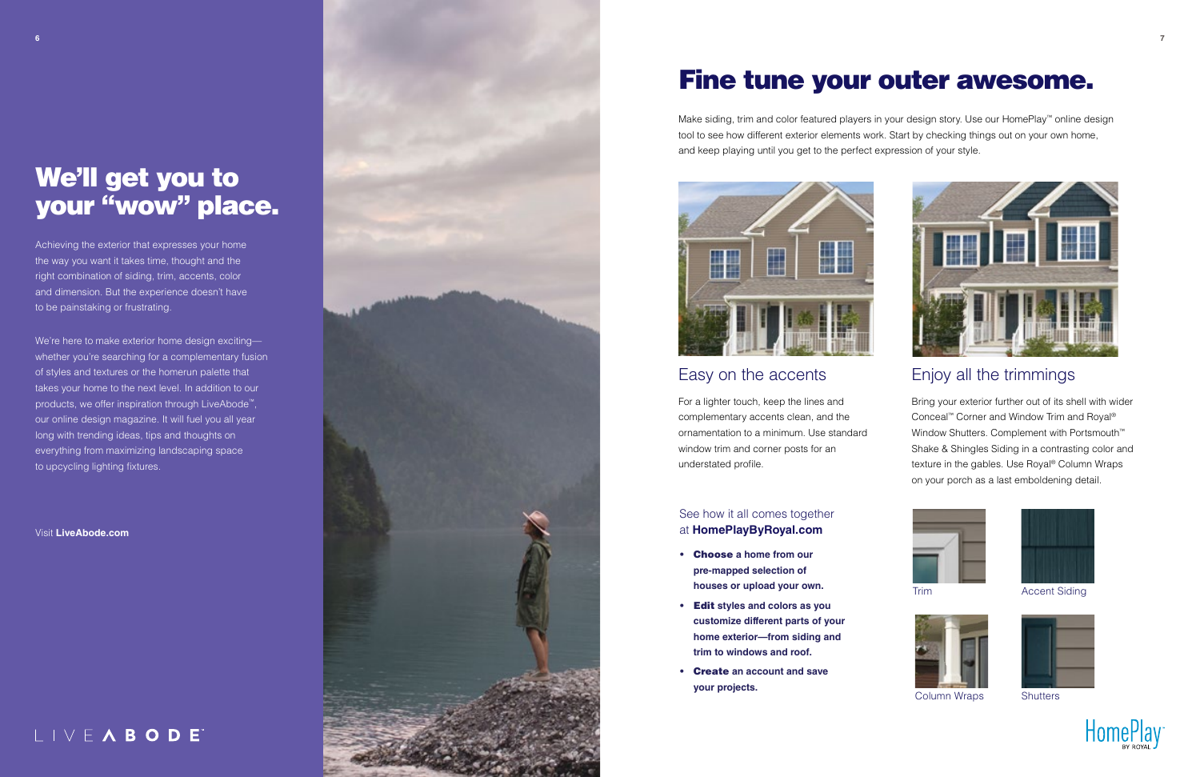# We'll get you to your "wow" place.

Achieving the exterior that expresses your home the way you want it takes time, thought and the right combination of siding, trim, accents, color and dimension. But the experience doesn't have to be painstaking or frustrating.

We're here to make exterior home design exciting—whether you're searching for a complementary fusion of styles and textures or the homerun palette that takes your home to the next level. In addition to our products, we offer inspiration through LiveAbode™, our online design magazine. It will fuel you all year long with trending ideas, tips and thoughts on everything from maximizing landscaping space to upcycling lighting fixtures.

Visit **LiveAbode.com**

LIVE ABODE

# Fine tune your outer awesome.

Make siding, trim and color featured players in your design story. Use our HomePlay™ online design tool to see how different exterior elements work. Start by checking things out on your own home, and keep playing until you get to the perfect expression of your style.

## Easy on the accents

For a lighter touch, keep the lines and complementary accents clean, and the ornamentation to a minimum. Use standard window trim and corner posts for an understated profile.

## Enjoy all the trimmings

Bring your exterior further out of its shell with wider Conceal™ Corner and Window Trim and Royal® Window Shutters. Complement with Portsmouth™ Shake & Shingles Siding in a contrasting color and texture in the gables. Use Royal® Column Wraps on your porch as a last emboldening detail.

See how it all comes together at **HomePlayByRoyal.com**

- **Choose a home from our pre-mapped selection of houses or upload your own.**
- **Edit styles and colors as you customize different parts of your home exterior—from siding and trim to windows and roof.**
- **Create an account and save your projects.**

Trim

Accent Siding

Column Wraps

Shutters

HomePlay™ BY ROYAL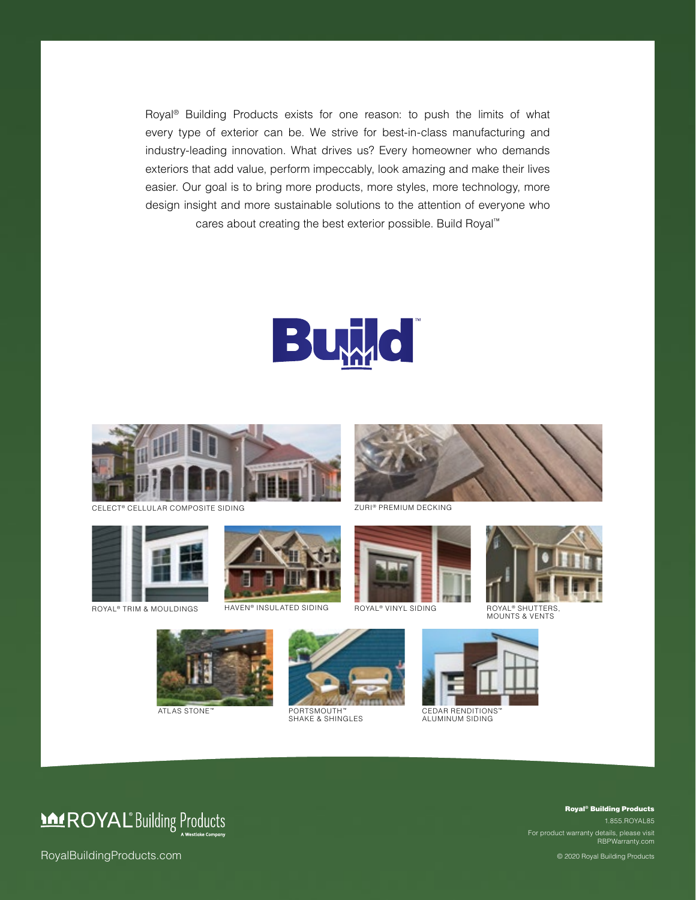Royal® Building Products exists for one reason: to push the limits of what every type of exterior can be. We strive for best-in-class manufacturing and industry-leading innovation. What drives us? Every homeowner who demands exteriors that add value, perform impeccably, look amazing and make their lives easier. Our goal is to bring more products, more styles, more technology, more design insight and more sustainable solutions to the attention of everyone who cares about creating the best exterior possible. Build Royal™

Build™

CELECT® CELLULAR COMPOSITE SIDING

ZURI® PREMIUM DECKING

ROYAL® TRIM & MOULDINGS

HAVEN® INSULATED SIDING

ROYAL® VINYL SIDING

ROYAL® SHUTTERS, MOUNTS & VENTS

ATLAS STONE™

PORTSMOUTH™ SHAKE & SHINGLES

CEDAR RENDITIONS™ ALUMINUM SIDING

ROYAL® Building Products
A Westlake Company

RoyalBuildingProducts.com

**Royal® Building Products**

1.855.ROYAL85

For product warranty details, please visit RBPWarranty.com

© 2020 Royal Building Products